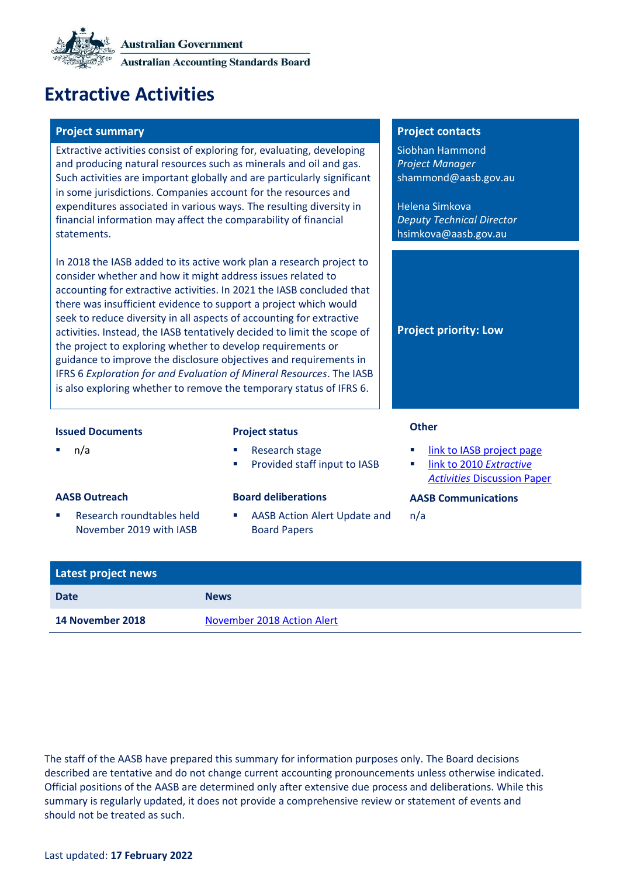Australian Government
Australian Accounting Standards Board

# Extractive Activities

## Project summary

Extractive activities consist of exploring for, evaluating, developing and producing natural resources such as minerals and oil and gas. Such activities are important globally and are particularly significant in some jurisdictions. Companies account for the resources and expenditures associated in various ways. The resulting diversity in financial information may affect the comparability of financial statements.

In 2018 the IASB added to its active work plan a research project to consider whether and how it might address issues related to accounting for extractive activities. In 2021 the IASB concluded that there was insufficient evidence to support a project which would seek to reduce diversity in all aspects of accounting for extractive activities. Instead, the IASB tentatively decided to limit the scope of the project to exploring whether to develop requirements or guidance to improve the disclosure objectives and requirements in IFRS 6 *Exploration for and Evaluation of Mineral Resources*. The IASB is also exploring whether to remove the temporary status of IFRS 6.

## Project contacts

Siobhan Hammond
*Project Manager*
shammond@aasb.gov.au

Helena Simkova
*Deputy Technical Director*
hsimkova@aasb.gov.au

**Project priority: Low**

### Issued Documents

- n/a

### Project status

- Research stage
- Provided staff input to IASB

### Other

- link to IASB project page
- link to 2010 *Extractive Activities* Discussion Paper

### AASB Outreach

- Research roundtables held November 2019 with IASB

### Board deliberations

- AASB Action Alert Update and Board Papers

### AASB Communications

n/a

## Latest project news

| Date | News |
| --- | --- |
| **14 November 2018** | November 2018 Action Alert |

The staff of the AASB have prepared this summary for information purposes only. The Board decisions described are tentative and do not change current accounting pronouncements unless otherwise indicated. Official positions of the AASB are determined only after extensive due process and deliberations. While this summary is regularly updated, it does not provide a comprehensive review or statement of events and should not be treated as such.

Last updated: **17 February 2022**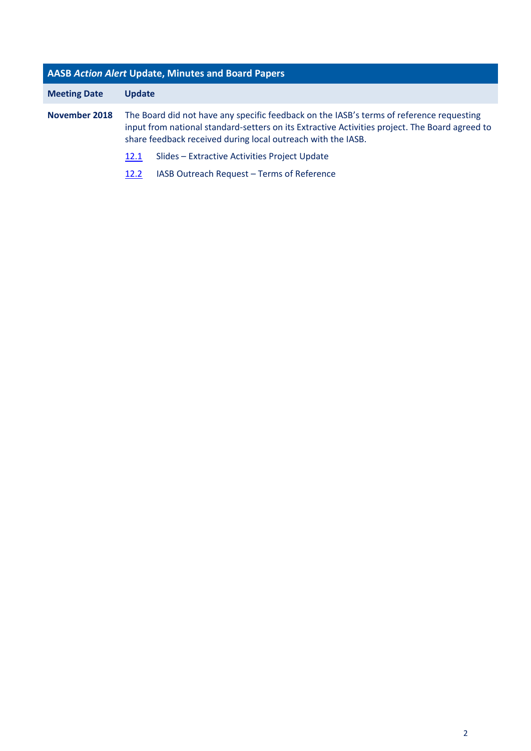| AASB *Action Alert* Update, Minutes and Board Papers | |
|---|---|
| **Meeting Date** | **Update** |
| **November 2018** | The Board did not have any specific feedback on the IASB's terms of reference requesting input from national standard-setters on its Extractive Activities project. The Board agreed to share feedback received during local outreach with the IASB.<br>12.1 Slides – Extractive Activities Project Update<br>12.2 IASB Outreach Request – Terms of Reference |